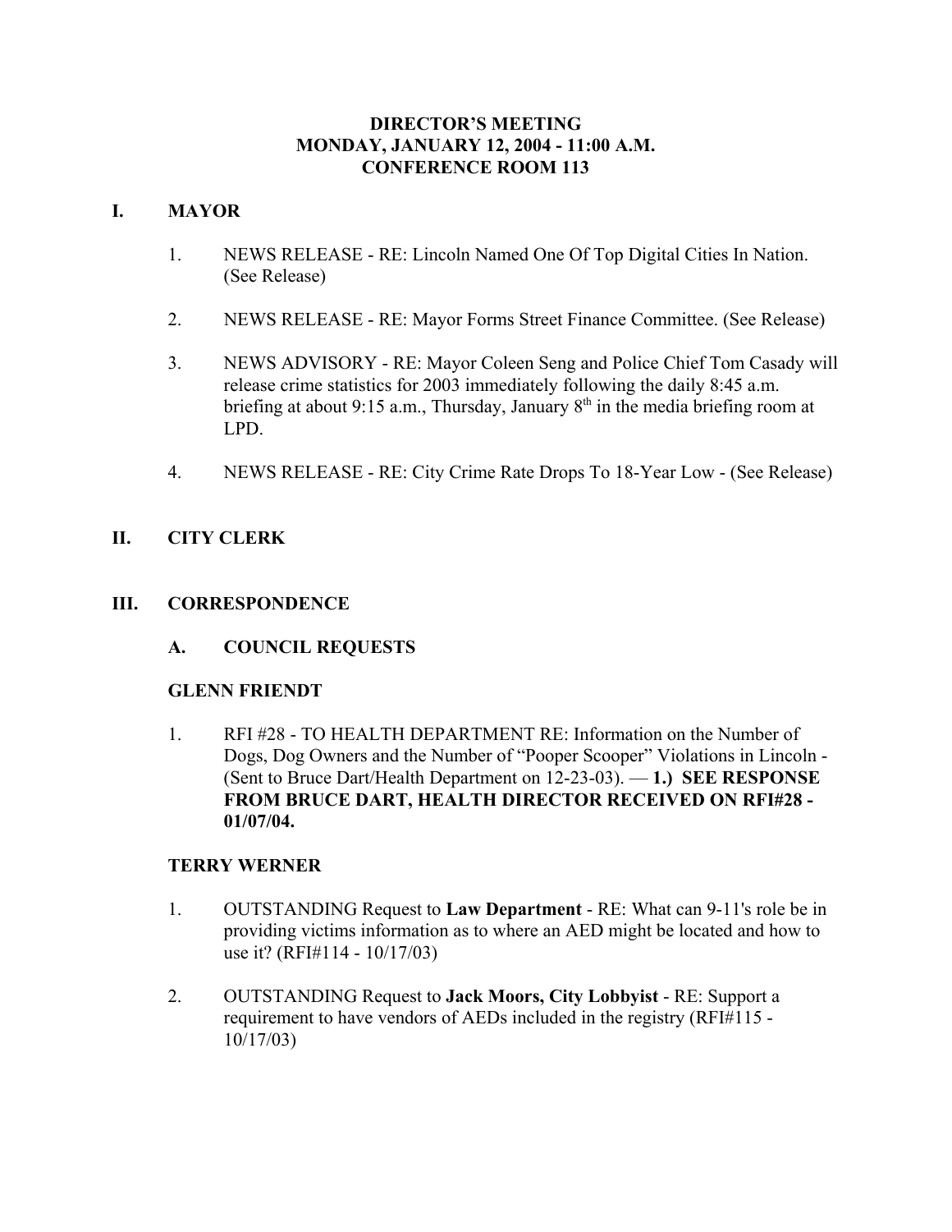# DIRECTOR'S MEETING
# MONDAY, JANUARY 12, 2004 - 11:00 A.M.
# CONFERENCE ROOM 113

## I. MAYOR

1. NEWS RELEASE - RE: Lincoln Named One Of Top Digital Cities In Nation. (See Release)

2. NEWS RELEASE - RE: Mayor Forms Street Finance Committee. (See Release)

3. NEWS ADVISORY - RE: Mayor Coleen Seng and Police Chief Tom Casady will release crime statistics for 2003 immediately following the daily 8:45 a.m. briefing at about 9:15 a.m., Thursday, January 8th in the media briefing room at LPD.

4. NEWS RELEASE - RE: City Crime Rate Drops To 18-Year Low - (See Release)

## II. CITY CLERK

## III. CORRESPONDENCE

### A. COUNCIL REQUESTS

**GLENN FRIENDT**

1. RFI #28 - TO HEALTH DEPARTMENT RE: Information on the Number of Dogs, Dog Owners and the Number of "Pooper Scooper" Violations in Lincoln - (Sent to Bruce Dart/Health Department on 12-23-03). — **1.) SEE RESPONSE FROM BRUCE DART, HEALTH DIRECTOR RECEIVED ON RFI#28 - 01/07/04.**

**TERRY WERNER**

1. OUTSTANDING Request to **Law Department** - RE: What can 9-11's role be in providing victims information as to where an AED might be located and how to use it? (RFI#114 - 10/17/03)

2. OUTSTANDING Request to **Jack Moors, City Lobbyist** - RE: Support a requirement to have vendors of AEDs included in the registry (RFI#115 - 10/17/03)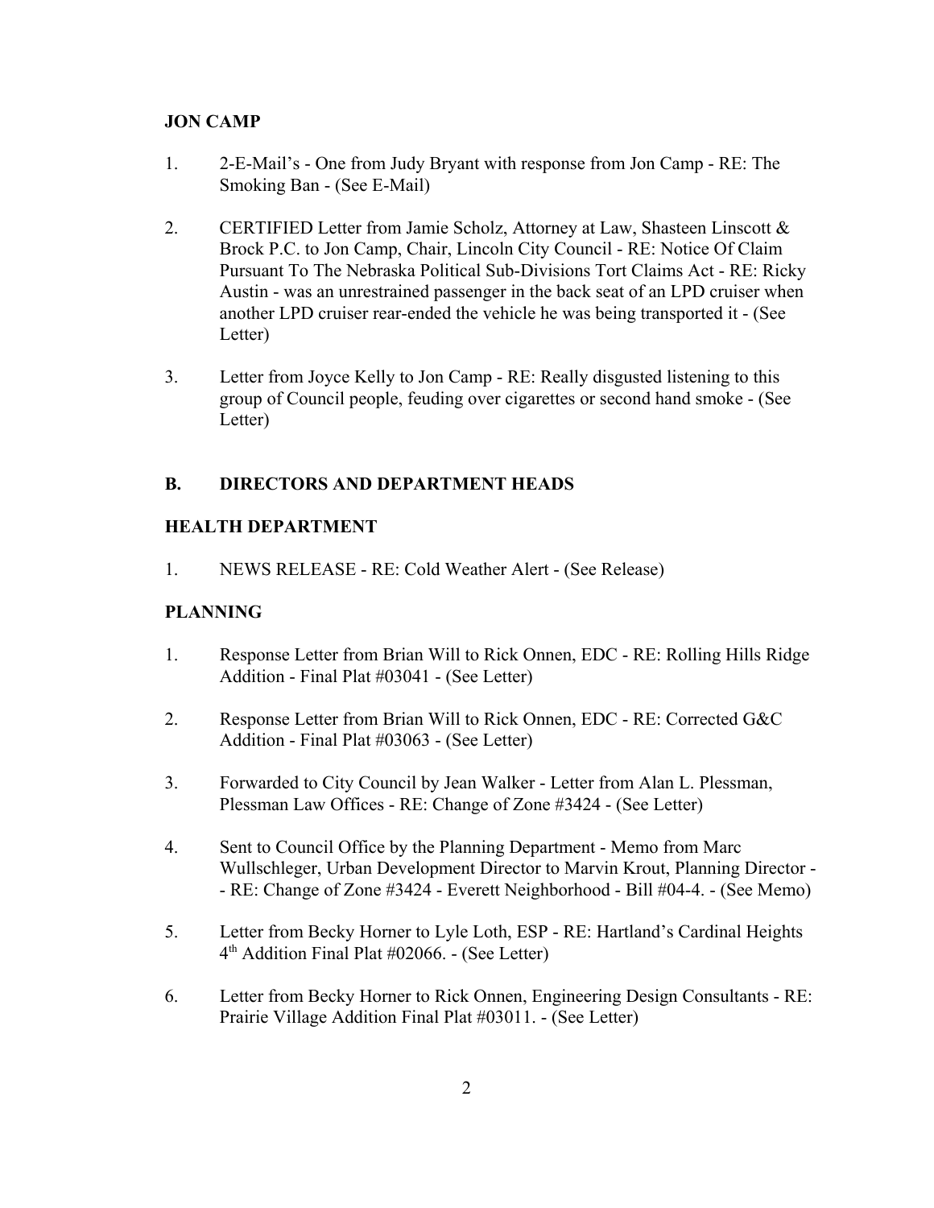**JON CAMP**

1. 2-E-Mail's - One from Judy Bryant with response from Jon Camp - RE: The Smoking Ban - (See E-Mail)

2. CERTIFIED Letter from Jamie Scholz, Attorney at Law, Shasteen Linscott & Brock P.C. to Jon Camp, Chair, Lincoln City Council - RE: Notice Of Claim Pursuant To The Nebraska Political Sub-Divisions Tort Claims Act - RE: Ricky Austin - was an unrestrained passenger in the back seat of an LPD cruiser when another LPD cruiser rear-ended the vehicle he was being transported it - (See Letter)

3. Letter from Joyce Kelly to Jon Camp - RE: Really disgusted listening to this group of Council people, feuding over cigarettes or second hand smoke - (See Letter)

## B. DIRECTORS AND DEPARTMENT HEADS

**HEALTH DEPARTMENT**

1. NEWS RELEASE - RE: Cold Weather Alert - (See Release)

**PLANNING**

1. Response Letter from Brian Will to Rick Onnen, EDC - RE: Rolling Hills Ridge Addition - Final Plat #03041 - (See Letter)

2. Response Letter from Brian Will to Rick Onnen, EDC - RE: Corrected G&C Addition - Final Plat #03063 - (See Letter)

3. Forwarded to City Council by Jean Walker - Letter from Alan L. Plessman, Plessman Law Offices - RE: Change of Zone #3424 - (See Letter)

4. Sent to Council Office by the Planning Department - Memo from Marc Wullschleger, Urban Development Director to Marvin Krout, Planning Director - - RE: Change of Zone #3424 - Everett Neighborhood - Bill #04-4. - (See Memo)

5. Letter from Becky Horner to Lyle Loth, ESP - RE: Hartland's Cardinal Heights 4th Addition Final Plat #02066. - (See Letter)

6. Letter from Becky Horner to Rick Onnen, Engineering Design Consultants - RE: Prairie Village Addition Final Plat #03011. - (See Letter)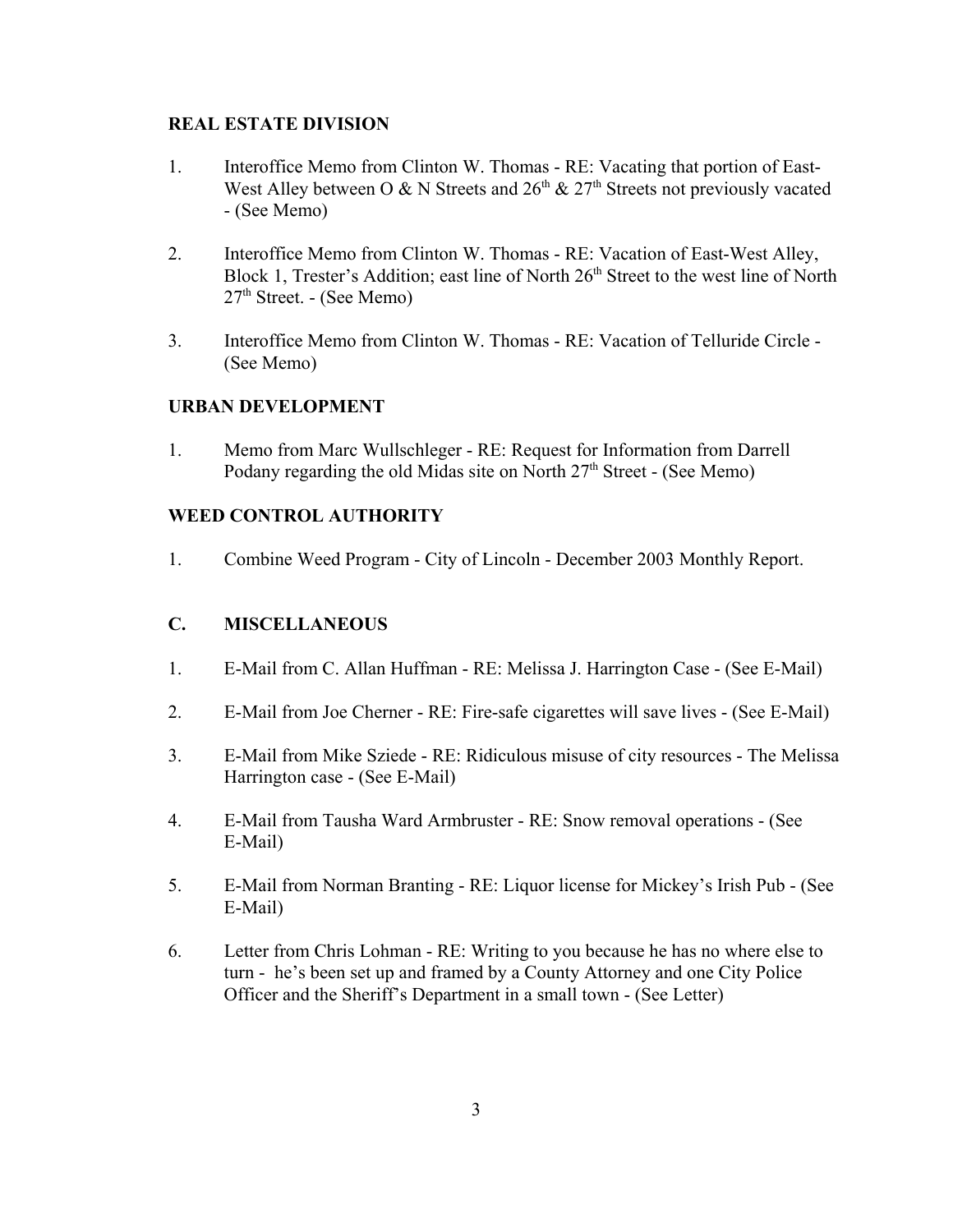**REAL ESTATE DIVISION**

1. Interoffice Memo from Clinton W. Thomas - RE: Vacating that portion of East-West Alley between O & N Streets and 26th & 27th Streets not previously vacated - (See Memo)

2. Interoffice Memo from Clinton W. Thomas - RE: Vacation of East-West Alley, Block 1, Trester's Addition; east line of North 26th Street to the west line of North 27th Street. - (See Memo)

3. Interoffice Memo from Clinton W. Thomas - RE: Vacation of Telluride Circle - (See Memo)

**URBAN DEVELOPMENT**

1. Memo from Marc Wullschleger - RE: Request for Information from Darrell Podany regarding the old Midas site on North 27th Street - (See Memo)

**WEED CONTROL AUTHORITY**

1. Combine Weed Program - City of Lincoln - December 2003 Monthly Report.

## C. MISCELLANEOUS

1. E-Mail from C. Allan Huffman - RE: Melissa J. Harrington Case - (See E-Mail)

2. E-Mail from Joe Cherner - RE: Fire-safe cigarettes will save lives - (See E-Mail)

3. E-Mail from Mike Sziede - RE: Ridiculous misuse of city resources - The Melissa Harrington case - (See E-Mail)

4. E-Mail from Tausha Ward Armbruster - RE: Snow removal operations - (See E-Mail)

5. E-Mail from Norman Branting - RE: Liquor license for Mickey's Irish Pub - (See E-Mail)

6. Letter from Chris Lohman - RE: Writing to you because he has no where else to turn - he's been set up and framed by a County Attorney and one City Police Officer and the Sheriff's Department in a small town - (See Letter)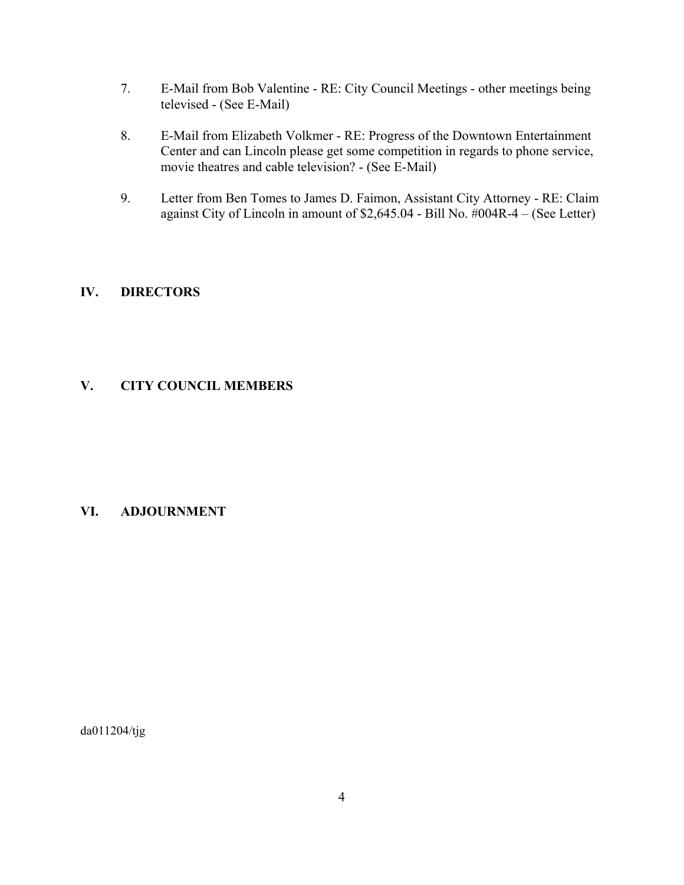7. E-Mail from Bob Valentine - RE: City Council Meetings - other meetings being televised - (See E-Mail)

8. E-Mail from Elizabeth Volkmer - RE: Progress of the Downtown Entertainment Center and can Lincoln please get some competition in regards to phone service, movie theatres and cable television? - (See E-Mail)

9. Letter from Ben Tomes to James D. Faimon, Assistant City Attorney - RE: Claim against City of Lincoln in amount of $2,645.04 - Bill No. #004R-4 – (See Letter)

## IV. DIRECTORS

## V. CITY COUNCIL MEMBERS

## VI. ADJOURNMENT

da011204/tjg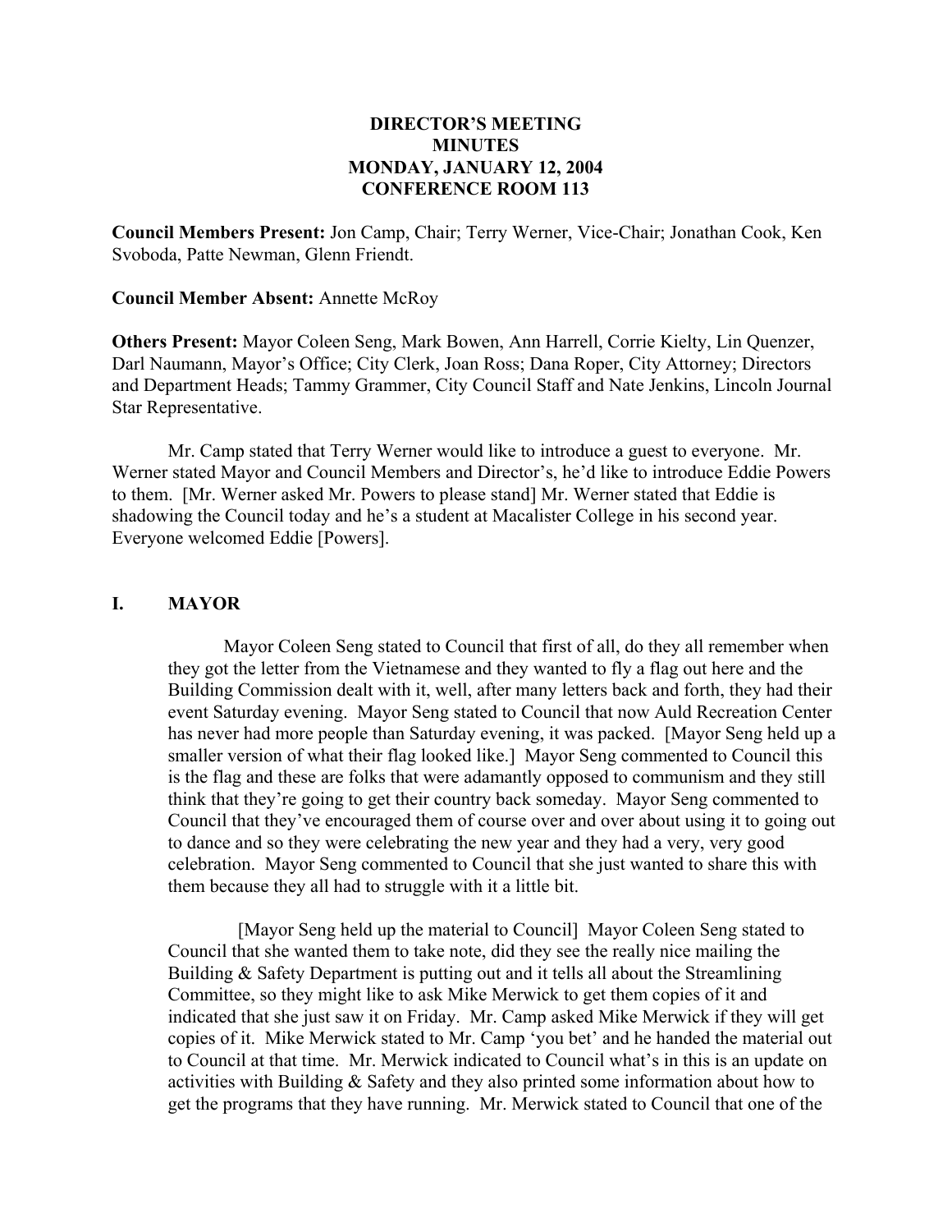**DIRECTOR'S MEETING**
**MINUTES**
**MONDAY, JANUARY 12, 2004**
**CONFERENCE ROOM 113**

**Council Members Present:** Jon Camp, Chair; Terry Werner, Vice-Chair; Jonathan Cook, Ken Svoboda, Patte Newman, Glenn Friendt.

**Council Member Absent:** Annette McRoy

**Others Present:** Mayor Coleen Seng, Mark Bowen, Ann Harrell, Corrie Kielty, Lin Quenzer, Darl Naumann, Mayor's Office; City Clerk, Joan Ross; Dana Roper, City Attorney; Directors and Department Heads; Tammy Grammer, City Council Staff and Nate Jenkins, Lincoln Journal Star Representative.

Mr. Camp stated that Terry Werner would like to introduce a guest to everyone. Mr. Werner stated Mayor and Council Members and Director's, he'd like to introduce Eddie Powers to them. [Mr. Werner asked Mr. Powers to please stand] Mr. Werner stated that Eddie is shadowing the Council today and he's a student at Macalister College in his second year. Everyone welcomed Eddie [Powers].

## I. MAYOR

Mayor Coleen Seng stated to Council that first of all, do they all remember when they got the letter from the Vietnamese and they wanted to fly a flag out here and the Building Commission dealt with it, well, after many letters back and forth, they had their event Saturday evening. Mayor Seng stated to Council that now Auld Recreation Center has never had more people than Saturday evening, it was packed. [Mayor Seng held up a smaller version of what their flag looked like.] Mayor Seng commented to Council this is the flag and these are folks that were adamantly opposed to communism and they still think that they're going to get their country back someday. Mayor Seng commented to Council that they've encouraged them of course over and over about using it to going out to dance and so they were celebrating the new year and they had a very, very good celebration. Mayor Seng commented to Council that she just wanted to share this with them because they all had to struggle with it a little bit.

[Mayor Seng held up the material to Council] Mayor Coleen Seng stated to Council that she wanted them to take note, did they see the really nice mailing the Building & Safety Department is putting out and it tells all about the Streamlining Committee, so they might like to ask Mike Merwick to get them copies of it and indicated that she just saw it on Friday. Mr. Camp asked Mike Merwick if they will get copies of it. Mike Merwick stated to Mr. Camp 'you bet' and he handed the material out to Council at that time. Mr. Merwick indicated to Council what's in this is an update on activities with Building & Safety and they also printed some information about how to get the programs that they have running. Mr. Merwick stated to Council that one of the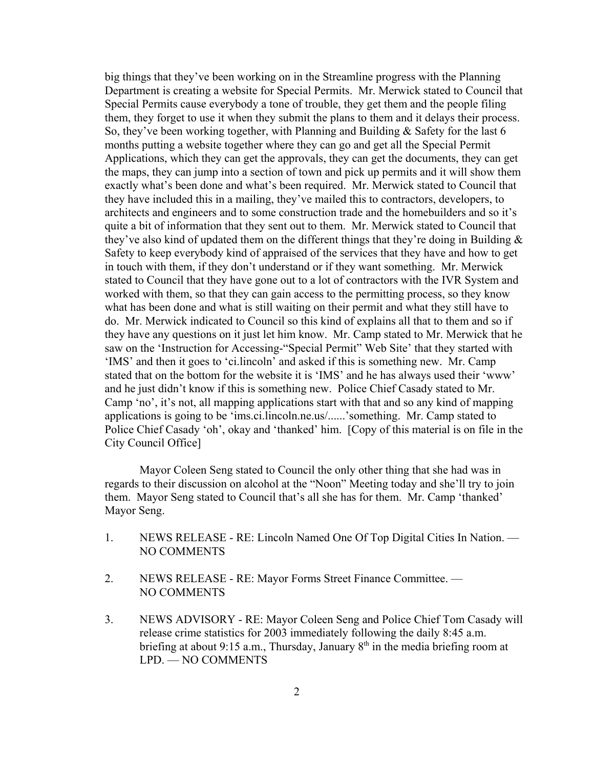big things that they've been working on in the Streamline progress with the Planning Department is creating a website for Special Permits. Mr. Merwick stated to Council that Special Permits cause everybody a tone of trouble, they get them and the people filing them, they forget to use it when they submit the plans to them and it delays their process. So, they've been working together, with Planning and Building & Safety for the last 6 months putting a website together where they can go and get all the Special Permit Applications, which they can get the approvals, they can get the documents, they can get the maps, they can jump into a section of town and pick up permits and it will show them exactly what's been done and what's been required. Mr. Merwick stated to Council that they have included this in a mailing, they've mailed this to contractors, developers, to architects and engineers and to some construction trade and the homebuilders and so it's quite a bit of information that they sent out to them. Mr. Merwick stated to Council that they've also kind of updated them on the different things that they're doing in Building & Safety to keep everybody kind of appraised of the services that they have and how to get in touch with them, if they don't understand or if they want something. Mr. Merwick stated to Council that they have gone out to a lot of contractors with the IVR System and worked with them, so that they can gain access to the permitting process, so they know what has been done and what is still waiting on their permit and what they still have to do. Mr. Merwick indicated to Council so this kind of explains all that to them and so if they have any questions on it just let him know. Mr. Camp stated to Mr. Merwick that he saw on the 'Instruction for Accessing-"Special Permit" Web Site' that they started with 'IMS' and then it goes to 'ci.lincoln' and asked if this is something new. Mr. Camp stated that on the bottom for the website it is 'IMS' and he has always used their 'www' and he just didn't know if this is something new. Police Chief Casady stated to Mr. Camp 'no', it's not, all mapping applications start with that and so any kind of mapping applications is going to be 'ims.ci.lincoln.ne.us/......'something. Mr. Camp stated to Police Chief Casady 'oh', okay and 'thanked' him. [Copy of this material is on file in the City Council Office]

Mayor Coleen Seng stated to Council the only other thing that she had was in regards to their discussion on alcohol at the "Noon" Meeting today and she'll try to join them. Mayor Seng stated to Council that's all she has for them. Mr. Camp 'thanked' Mayor Seng.

1. NEWS RELEASE - RE: Lincoln Named One Of Top Digital Cities In Nation. — NO COMMENTS

2. NEWS RELEASE - RE: Mayor Forms Street Finance Committee. — NO COMMENTS

3. NEWS ADVISORY - RE: Mayor Coleen Seng and Police Chief Tom Casady will release crime statistics for 2003 immediately following the daily 8:45 a.m. briefing at about 9:15 a.m., Thursday, January 8th in the media briefing room at LPD. — NO COMMENTS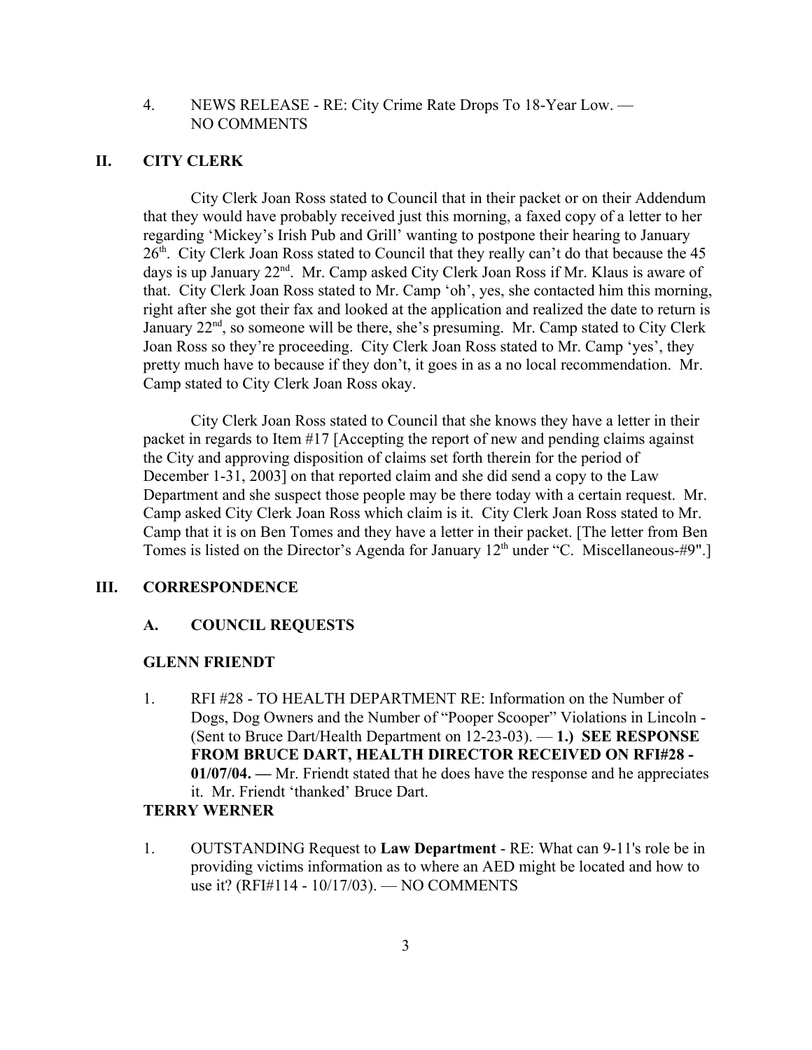4. NEWS RELEASE - RE: City Crime Rate Drops To 18-Year Low. — NO COMMENTS

## II. CITY CLERK

City Clerk Joan Ross stated to Council that in their packet or on their Addendum that they would have probably received just this morning, a faxed copy of a letter to her regarding 'Mickey's Irish Pub and Grill' wanting to postpone their hearing to January 26th. City Clerk Joan Ross stated to Council that they really can't do that because the 45 days is up January 22nd. Mr. Camp asked City Clerk Joan Ross if Mr. Klaus is aware of that. City Clerk Joan Ross stated to Mr. Camp 'oh', yes, she contacted him this morning, right after she got their fax and looked at the application and realized the date to return is January 22nd, so someone will be there, she's presuming. Mr. Camp stated to City Clerk Joan Ross so they're proceeding. City Clerk Joan Ross stated to Mr. Camp 'yes', they pretty much have to because if they don't, it goes in as a no local recommendation. Mr. Camp stated to City Clerk Joan Ross okay.

City Clerk Joan Ross stated to Council that she knows they have a letter in their packet in regards to Item #17 [Accepting the report of new and pending claims against the City and approving disposition of claims set forth therein for the period of December 1-31, 2003] on that reported claim and she did send a copy to the Law Department and she suspect those people may be there today with a certain request. Mr. Camp asked City Clerk Joan Ross which claim is it. City Clerk Joan Ross stated to Mr. Camp that it is on Ben Tomes and they have a letter in their packet. [The letter from Ben Tomes is listed on the Director's Agenda for January 12th under "C. Miscellaneous-#9".]

## III. CORRESPONDENCE

### A. COUNCIL REQUESTS

**GLENN FRIENDT**

1. RFI #28 - TO HEALTH DEPARTMENT RE: Information on the Number of Dogs, Dog Owners and the Number of "Pooper Scooper" Violations in Lincoln - (Sent to Bruce Dart/Health Department on 12-23-03). — **1.) SEE RESPONSE FROM BRUCE DART, HEALTH DIRECTOR RECEIVED ON RFI#28 - 01/07/04. —** Mr. Friendt stated that he does have the response and he appreciates it. Mr. Friendt 'thanked' Bruce Dart.

**TERRY WERNER**

1. OUTSTANDING Request to **Law Department** - RE: What can 9-11's role be in providing victims information as to where an AED might be located and how to use it? (RFI#114 - 10/17/03). — NO COMMENTS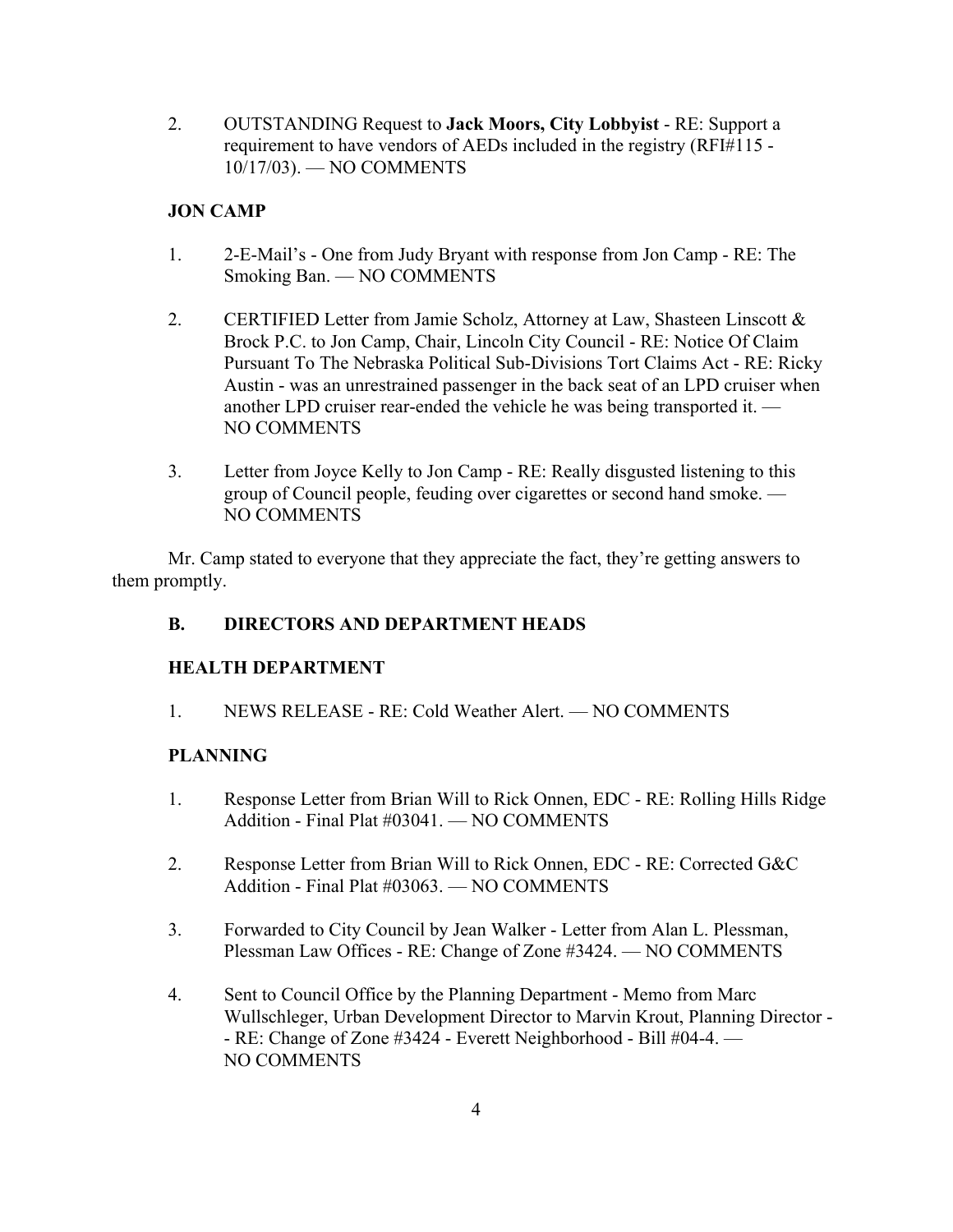2. OUTSTANDING Request to **Jack Moors, City Lobbyist** - RE: Support a requirement to have vendors of AEDs included in the registry (RFI#115 - 10/17/03). — NO COMMENTS

**JON CAMP**

1. 2-E-Mail's - One from Judy Bryant with response from Jon Camp - RE: The Smoking Ban. — NO COMMENTS

2. CERTIFIED Letter from Jamie Scholz, Attorney at Law, Shasteen Linscott & Brock P.C. to Jon Camp, Chair, Lincoln City Council - RE: Notice Of Claim Pursuant To The Nebraska Political Sub-Divisions Tort Claims Act - RE: Ricky Austin - was an unrestrained passenger in the back seat of an LPD cruiser when another LPD cruiser rear-ended the vehicle he was being transported it. — NO COMMENTS

3. Letter from Joyce Kelly to Jon Camp - RE: Really disgusted listening to this group of Council people, feuding over cigarettes or second hand smoke. — NO COMMENTS

Mr. Camp stated to everyone that they appreciate the fact, they're getting answers to them promptly.

**B. DIRECTORS AND DEPARTMENT HEADS**

**HEALTH DEPARTMENT**

1. NEWS RELEASE - RE: Cold Weather Alert. — NO COMMENTS

**PLANNING**

1. Response Letter from Brian Will to Rick Onnen, EDC - RE: Rolling Hills Ridge Addition - Final Plat #03041. — NO COMMENTS

2. Response Letter from Brian Will to Rick Onnen, EDC - RE: Corrected G&C Addition - Final Plat #03063. — NO COMMENTS

3. Forwarded to City Council by Jean Walker - Letter from Alan L. Plessman, Plessman Law Offices - RE: Change of Zone #3424. — NO COMMENTS

4. Sent to Council Office by the Planning Department - Memo from Marc Wullschleger, Urban Development Director to Marvin Krout, Planning Director - - RE: Change of Zone #3424 - Everett Neighborhood - Bill #04-4. — NO COMMENTS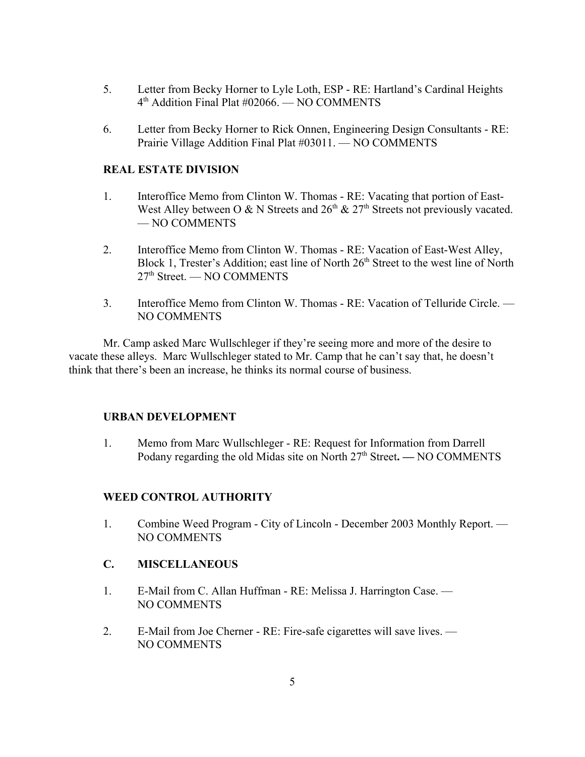5. Letter from Becky Horner to Lyle Loth, ESP - RE: Hartland's Cardinal Heights 4th Addition Final Plat #02066. — NO COMMENTS

6. Letter from Becky Horner to Rick Onnen, Engineering Design Consultants - RE: Prairie Village Addition Final Plat #03011. — NO COMMENTS

**REAL ESTATE DIVISION**

1. Interoffice Memo from Clinton W. Thomas - RE: Vacating that portion of East-West Alley between O & N Streets and 26th & 27th Streets not previously vacated. — NO COMMENTS

2. Interoffice Memo from Clinton W. Thomas - RE: Vacation of East-West Alley, Block 1, Trester's Addition; east line of North 26th Street to the west line of North 27th Street. — NO COMMENTS

3. Interoffice Memo from Clinton W. Thomas - RE: Vacation of Telluride Circle. — NO COMMENTS

Mr. Camp asked Marc Wullschleger if they're seeing more and more of the desire to vacate these alleys. Marc Wullschleger stated to Mr. Camp that he can't say that, he doesn't think that there's been an increase, he thinks its normal course of business.

**URBAN DEVELOPMENT**

1. Memo from Marc Wullschleger - RE: Request for Information from Darrell Podany regarding the old Midas site on North 27th Street**. —** NO COMMENTS

**WEED CONTROL AUTHORITY**

1. Combine Weed Program - City of Lincoln - December 2003 Monthly Report. — NO COMMENTS

**C. MISCELLANEOUS**

1. E-Mail from C. Allan Huffman - RE: Melissa J. Harrington Case. — NO COMMENTS

2. E-Mail from Joe Cherner - RE: Fire-safe cigarettes will save lives. — NO COMMENTS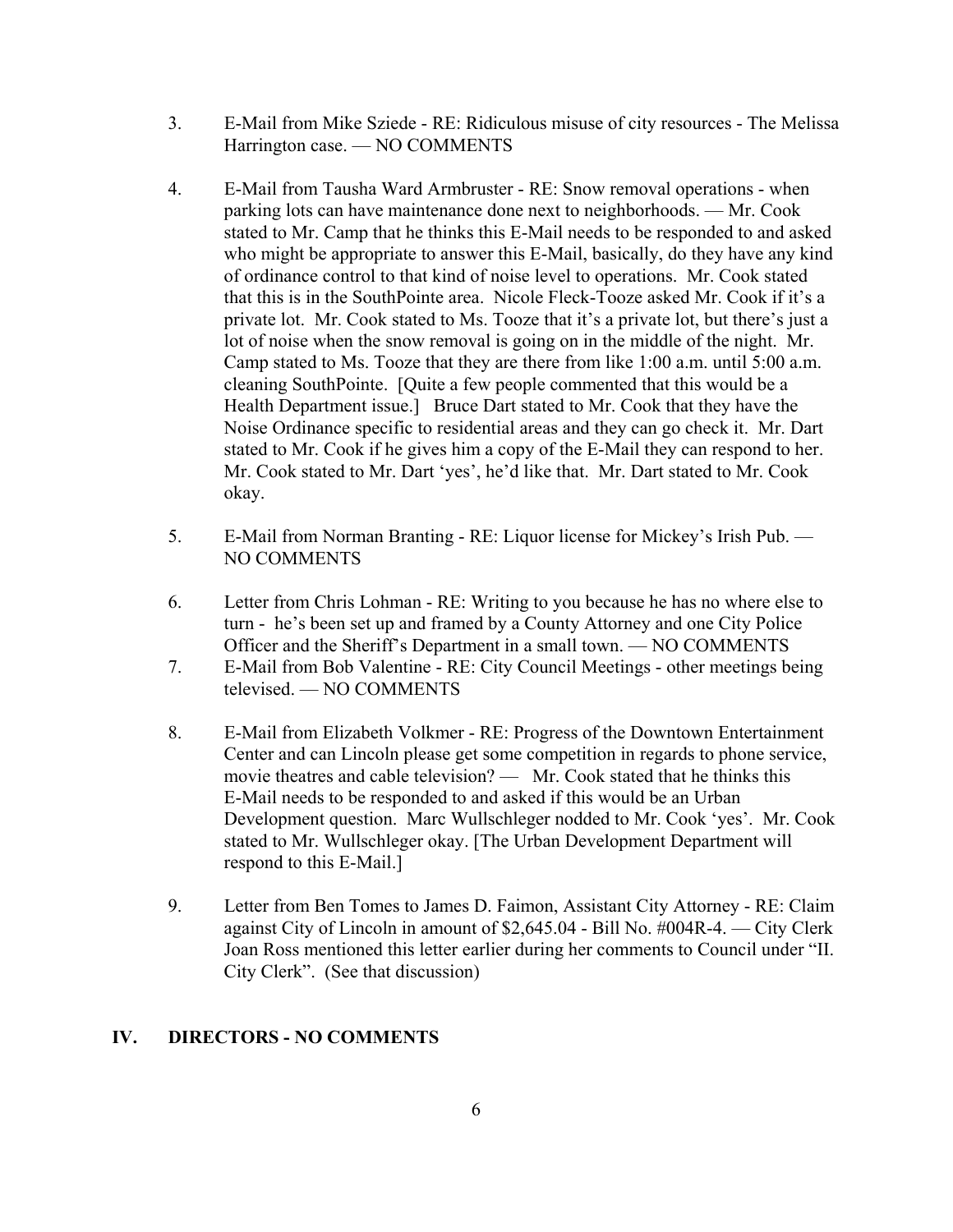3. E-Mail from Mike Sziede - RE: Ridiculous misuse of city resources - The Melissa Harrington case. — NO COMMENTS

4. E-Mail from Tausha Ward Armbruster - RE: Snow removal operations - when parking lots can have maintenance done next to neighborhoods. — Mr. Cook stated to Mr. Camp that he thinks this E-Mail needs to be responded to and asked who might be appropriate to answer this E-Mail, basically, do they have any kind of ordinance control to that kind of noise level to operations. Mr. Cook stated that this is in the SouthPointe area. Nicole Fleck-Tooze asked Mr. Cook if it's a private lot. Mr. Cook stated to Ms. Tooze that it's a private lot, but there's just a lot of noise when the snow removal is going on in the middle of the night. Mr. Camp stated to Ms. Tooze that they are there from like 1:00 a.m. until 5:00 a.m. cleaning SouthPointe. [Quite a few people commented that this would be a Health Department issue.] Bruce Dart stated to Mr. Cook that they have the Noise Ordinance specific to residential areas and they can go check it. Mr. Dart stated to Mr. Cook if he gives him a copy of the E-Mail they can respond to her. Mr. Cook stated to Mr. Dart 'yes', he'd like that. Mr. Dart stated to Mr. Cook okay.

5. E-Mail from Norman Branting - RE: Liquor license for Mickey's Irish Pub. — NO COMMENTS

6. Letter from Chris Lohman - RE: Writing to you because he has no where else to turn - he's been set up and framed by a County Attorney and one City Police Officer and the Sheriff's Department in a small town. — NO COMMENTS

7. E-Mail from Bob Valentine - RE: City Council Meetings - other meetings being televised. — NO COMMENTS

8. E-Mail from Elizabeth Volkmer - RE: Progress of the Downtown Entertainment Center and can Lincoln please get some competition in regards to phone service, movie theatres and cable television? — Mr. Cook stated that he thinks this E-Mail needs to be responded to and asked if this would be an Urban Development question. Marc Wullschleger nodded to Mr. Cook 'yes'. Mr. Cook stated to Mr. Wullschleger okay. [The Urban Development Department will respond to this E-Mail.]

9. Letter from Ben Tomes to James D. Faimon, Assistant City Attorney - RE: Claim against City of Lincoln in amount of $2,645.04 - Bill No. #004R-4. — City Clerk Joan Ross mentioned this letter earlier during her comments to Council under "II. City Clerk". (See that discussion)

## IV. DIRECTORS - NO COMMENTS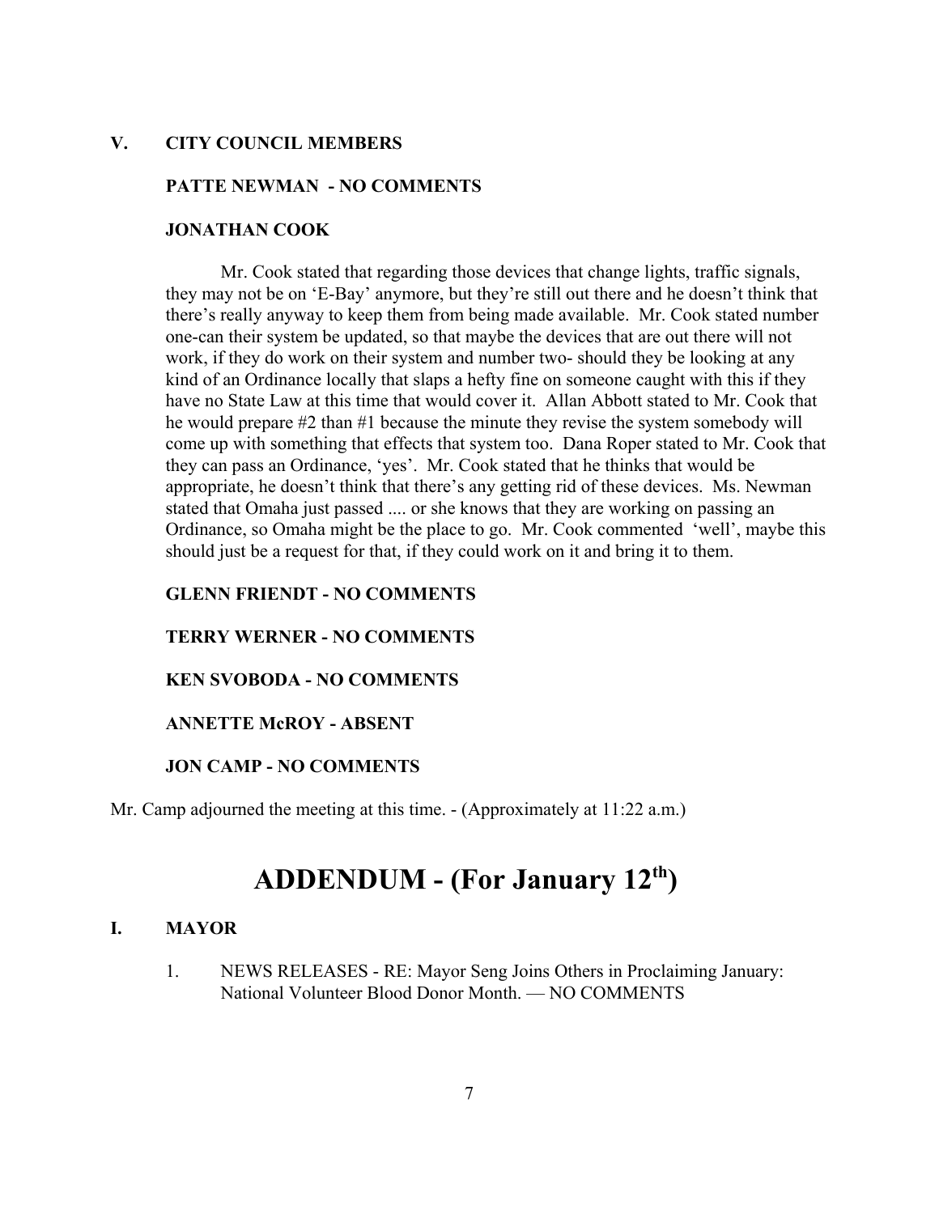## V. CITY COUNCIL MEMBERS

### PATTE NEWMAN - NO COMMENTS

### JONATHAN COOK

Mr. Cook stated that regarding those devices that change lights, traffic signals, they may not be on 'E-Bay' anymore, but they're still out there and he doesn't think that there's really anyway to keep them from being made available. Mr. Cook stated number one-can their system be updated, so that maybe the devices that are out there will not work, if they do work on their system and number two- should they be looking at any kind of an Ordinance locally that slaps a hefty fine on someone caught with this if they have no State Law at this time that would cover it. Allan Abbott stated to Mr. Cook that he would prepare #2 than #1 because the minute they revise the system somebody will come up with something that effects that system too. Dana Roper stated to Mr. Cook that they can pass an Ordinance, 'yes'. Mr. Cook stated that he thinks that would be appropriate, he doesn't think that there's any getting rid of these devices. Ms. Newman stated that Omaha just passed .... or she knows that they are working on passing an Ordinance, so Omaha might be the place to go. Mr. Cook commented 'well', maybe this should just be a request for that, if they could work on it and bring it to them.

### GLENN FRIENDT - NO COMMENTS

### TERRY WERNER - NO COMMENTS

### KEN SVOBODA - NO COMMENTS

### ANNETTE McROY - ABSENT

### JON CAMP - NO COMMENTS

Mr. Camp adjourned the meeting at this time. - (Approximately at 11:22 a.m.)

# ADDENDUM - (For January 12th)

## I. MAYOR

1. NEWS RELEASES - RE: Mayor Seng Joins Others in Proclaiming January: National Volunteer Blood Donor Month. — NO COMMENTS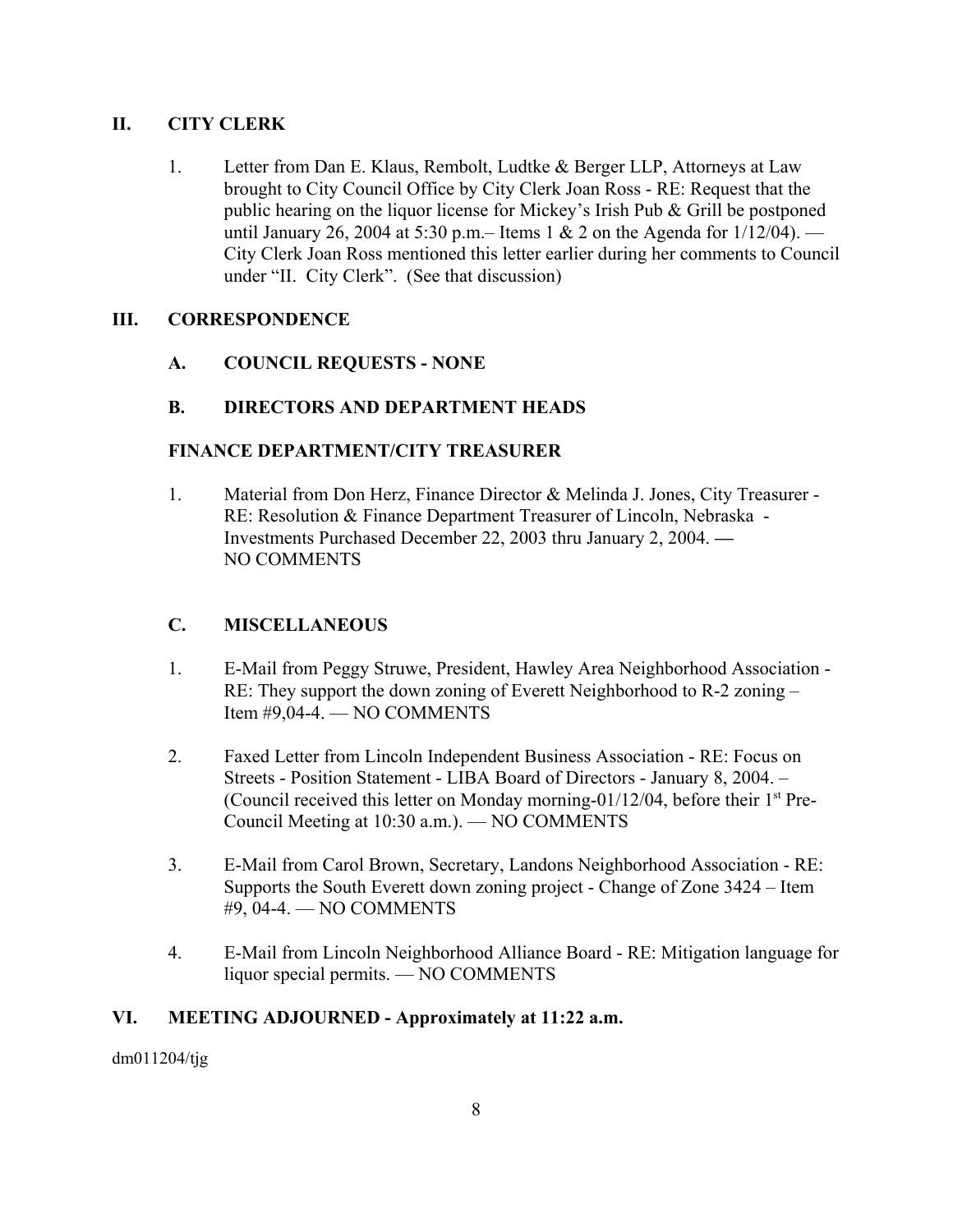## II. CITY CLERK

1. Letter from Dan E. Klaus, Rembolt, Ludtke & Berger LLP, Attorneys at Law brought to City Council Office by City Clerk Joan Ross - RE: Request that the public hearing on the liquor license for Mickey's Irish Pub & Grill be postponed until January 26, 2004 at 5:30 p.m.– Items 1 & 2 on the Agenda for 1/12/04). — City Clerk Joan Ross mentioned this letter earlier during her comments to Council under "II. City Clerk". (See that discussion)

## III. CORRESPONDENCE

### A. COUNCIL REQUESTS - NONE

### B. DIRECTORS AND DEPARTMENT HEADS

**FINANCE DEPARTMENT/CITY TREASURER**

1. Material from Don Herz, Finance Director & Melinda J. Jones, City Treasurer - RE: Resolution & Finance Department Treasurer of Lincoln, Nebraska - Investments Purchased December 22, 2003 thru January 2, 2004. — NO COMMENTS

### C. MISCELLANEOUS

1. E-Mail from Peggy Struwe, President, Hawley Area Neighborhood Association - RE: They support the down zoning of Everett Neighborhood to R-2 zoning – Item #9,04-4. — NO COMMENTS

2. Faxed Letter from Lincoln Independent Business Association - RE: Focus on Streets - Position Statement - LIBA Board of Directors - January 8, 2004. – (Council received this letter on Monday morning-01/12/04, before their 1st Pre-Council Meeting at 10:30 a.m.). — NO COMMENTS

3. E-Mail from Carol Brown, Secretary, Landons Neighborhood Association - RE: Supports the South Everett down zoning project - Change of Zone 3424 – Item #9, 04-4. — NO COMMENTS

4. E-Mail from Lincoln Neighborhood Alliance Board - RE: Mitigation language for liquor special permits. — NO COMMENTS

## VI. MEETING ADJOURNED - Approximately at 11:22 a.m.

dm011204/tjg